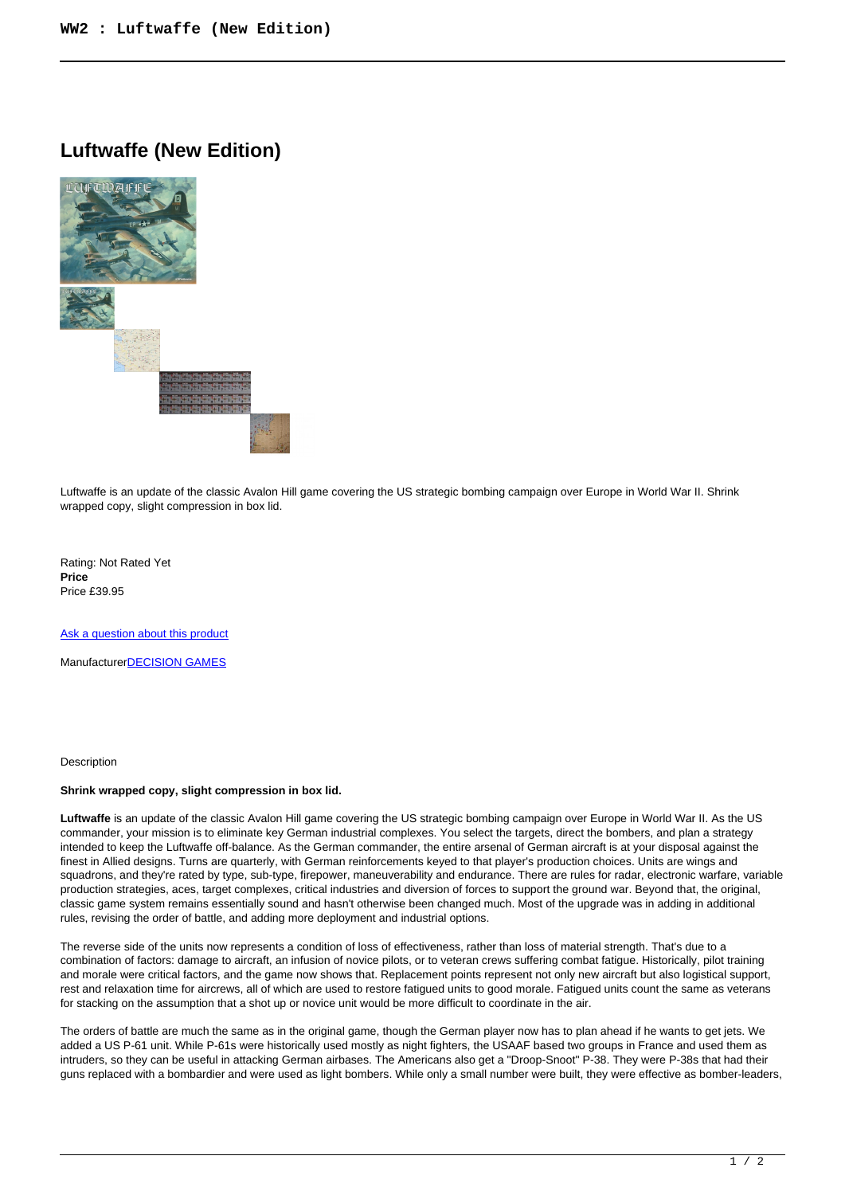# Luftwaffe (New Edition)

Luftwaffe is an update of the classic Avalon Hill game covering the US strategic bombing campaign over Europe in World War II. Shrink wrapped copy, slight compression in box lid.

Rating: Not Rated Yet
**Price**
Price £39.95

[Ask a question about this product]()

Manufacturer[DECISION GAMES]()

Description

**Shrink wrapped copy, slight compression in box lid.**

**Luftwaffe** is an update of the classic Avalon Hill game covering the US strategic bombing campaign over Europe in World War II. As the US commander, your mission is to eliminate key German industrial complexes. You select the targets, direct the bombers, and plan a strategy intended to keep the Luftwaffe off-balance. As the German commander, the entire arsenal of German aircraft is at your disposal against the finest in Allied designs. Turns are quarterly, with German reinforcements keyed to that player's production choices. Units are wings and squadrons, and they're rated by type, sub-type, firepower, maneuverability and endurance. There are rules for radar, electronic warfare, variable production strategies, aces, target complexes, critical industries and diversion of forces to support the ground war. Beyond that, the original, classic game system remains essentially sound and hasn't otherwise been changed much. Most of the upgrade was in adding in additional rules, revising the order of battle, and adding more deployment and industrial options.

The reverse side of the units now represents a condition of loss of effectiveness, rather than loss of material strength. That's due to a combination of factors: damage to aircraft, an infusion of novice pilots, or to veteran crews suffering combat fatigue. Historically, pilot training and morale were critical factors, and the game now shows that. Replacement points represent not only new aircraft but also logistical support, rest and relaxation time for aircrews, all of which are used to restore fatigued units to good morale. Fatigued units count the same as veterans for stacking on the assumption that a shot up or novice unit would be more difficult to coordinate in the air.

The orders of battle are much the same as in the original game, though the German player now has to plan ahead if he wants to get jets. We added a US P-61 unit. While P-61s were historically used mostly as night fighters, the USAAF based two groups in France and used them as intruders, so they can be useful in attacking German airbases. The Americans also get a "Droop-Snoot" P-38. They were P-38s that had their guns replaced with a bombardier and were used as light bombers. While only a small number were built, they were effective as bomber-leaders,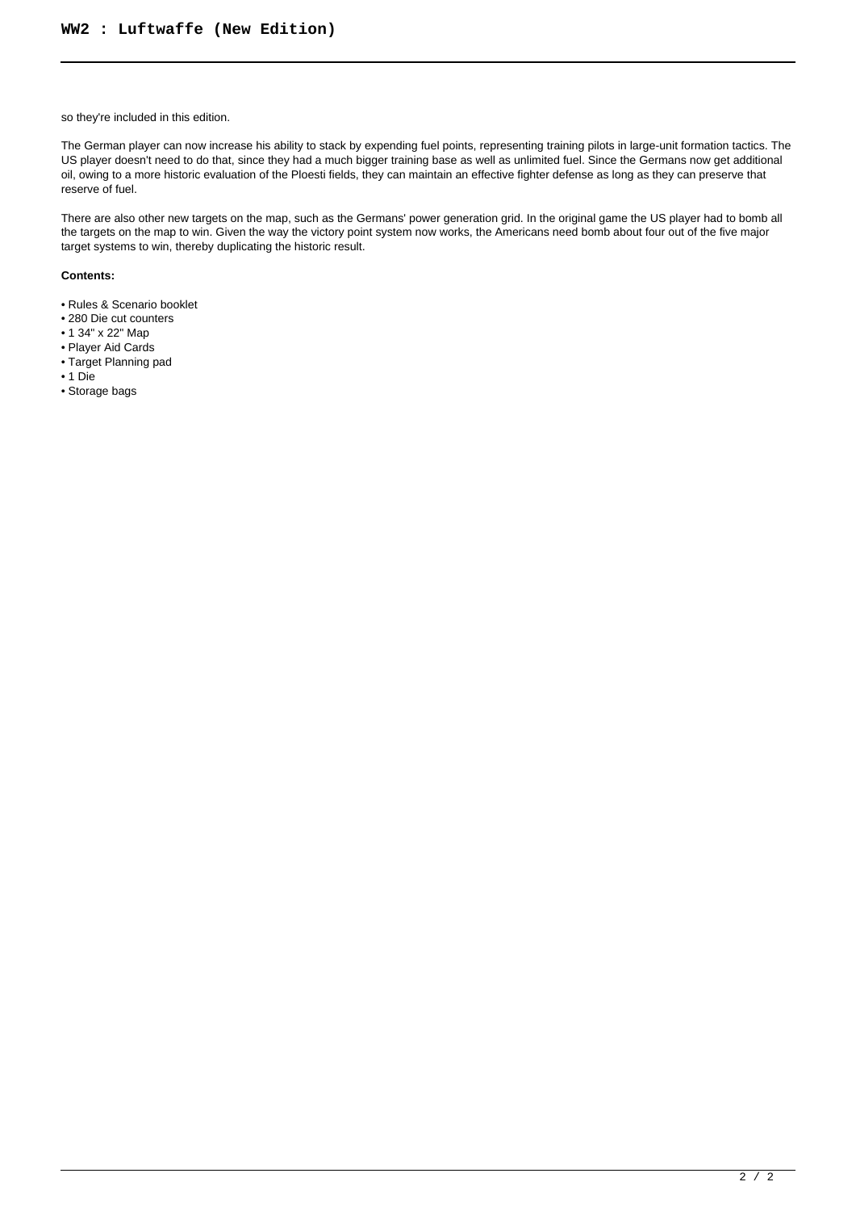so they're included in this edition.

The German player can now increase his ability to stack by expending fuel points, representing training pilots in large-unit formation tactics. The US player doesn't need to do that, since they had a much bigger training base as well as unlimited fuel. Since the Germans now get additional oil, owing to a more historic evaluation of the Ploesti fields, they can maintain an effective fighter defense as long as they can preserve that reserve of fuel.

There are also other new targets on the map, such as the Germans' power generation grid. In the original game the US player had to bomb all the targets on the map to win. Given the way the victory point system now works, the Americans need bomb about four out of the five major target systems to win, thereby duplicating the historic result.

**Contents:**

- Rules & Scenario booklet
- 280 Die cut counters
- 1 34" x 22" Map
- Player Aid Cards
- Target Planning pad
- 1 Die
- Storage bags